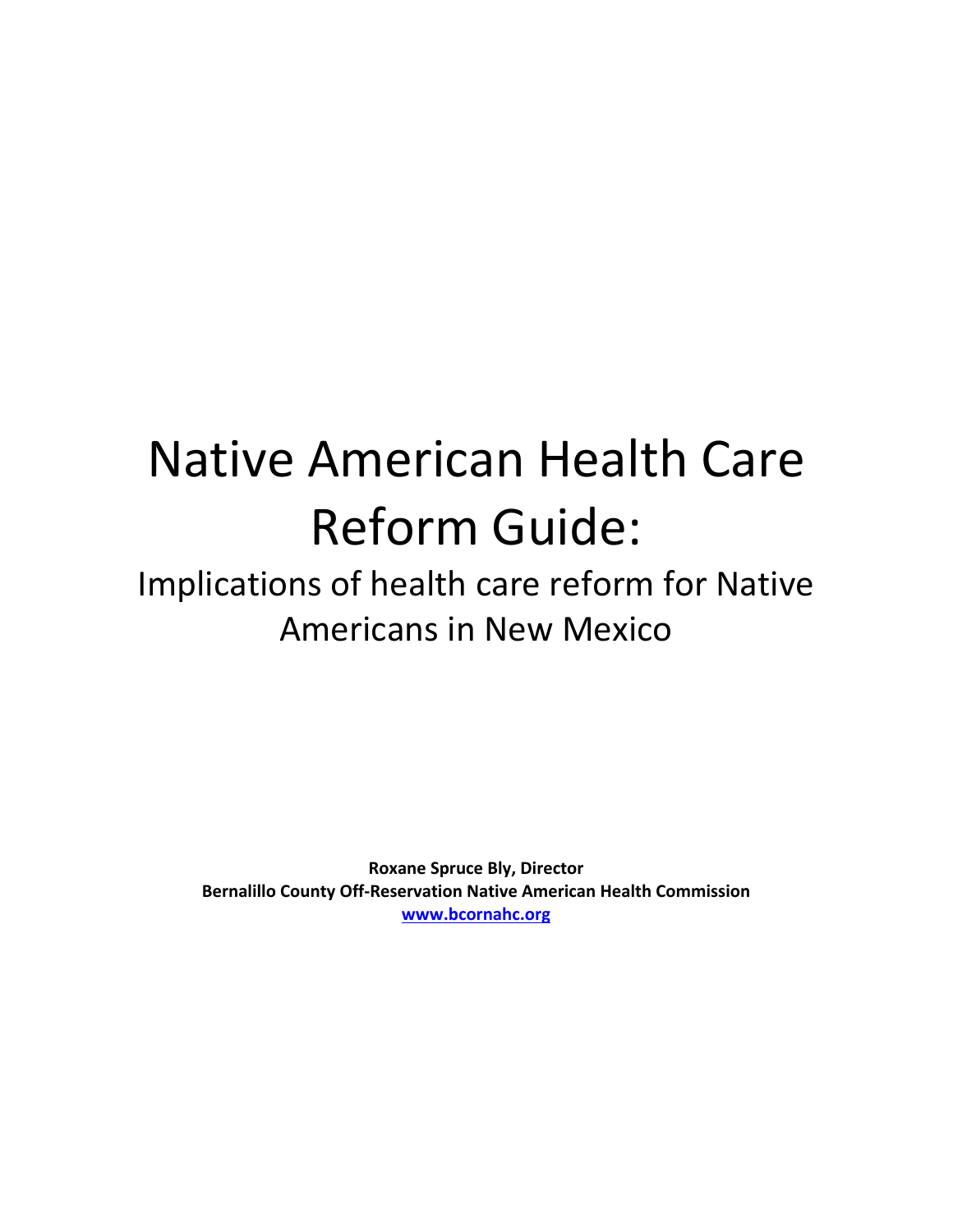# Native American Health Care Reform Guide:

## Implications of health care reform for Native Americans in New Mexico

**Roxane Spruce Bly, Director**
**Bernalillo County Off-Reservation Native American Health Commission**
**[www.bcornahc.org](http://www.bcornahc.org)**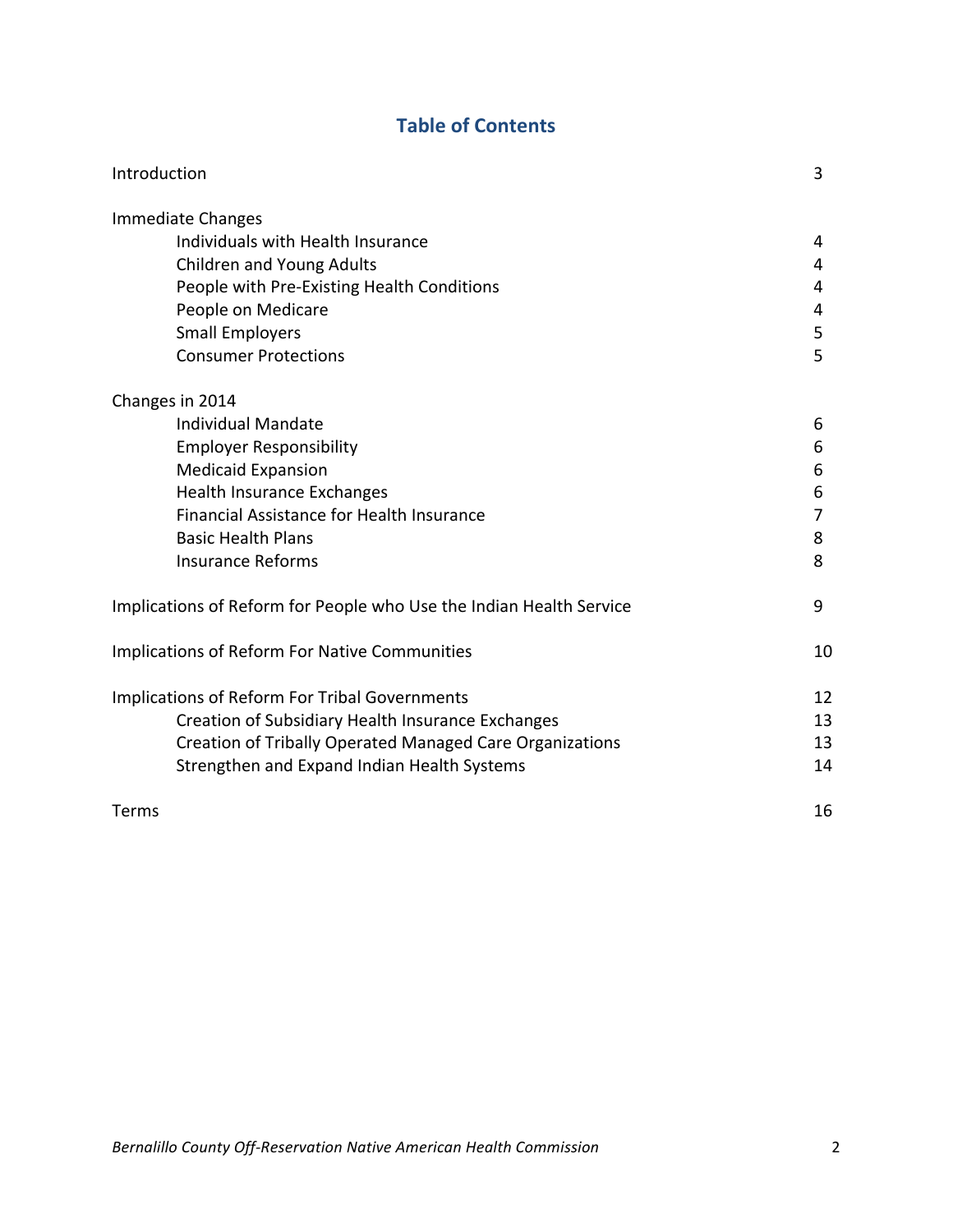# Table of Contents

| | |
|---|---|
| Introduction | 3 |
| Immediate Changes | |
| Individuals with Health Insurance | 4 |
| Children and Young Adults | 4 |
| People with Pre-Existing Health Conditions | 4 |
| People on Medicare | 4 |
| Small Employers | 5 |
| Consumer Protections | 5 |
| Changes in 2014 | |
| Individual Mandate | 6 |
| Employer Responsibility | 6 |
| Medicaid Expansion | 6 |
| Health Insurance Exchanges | 6 |
| Financial Assistance for Health Insurance | 7 |
| Basic Health Plans | 8 |
| Insurance Reforms | 8 |
| Implications of Reform for People who Use the Indian Health Service | 9 |
| Implications of Reform For Native Communities | 10 |
| Implications of Reform For Tribal Governments | 12 |
| Creation of Subsidiary Health Insurance Exchanges | 13 |
| Creation of Tribally Operated Managed Care Organizations | 13 |
| Strengthen and Expand Indian Health Systems | 14 |
| Terms | 16 |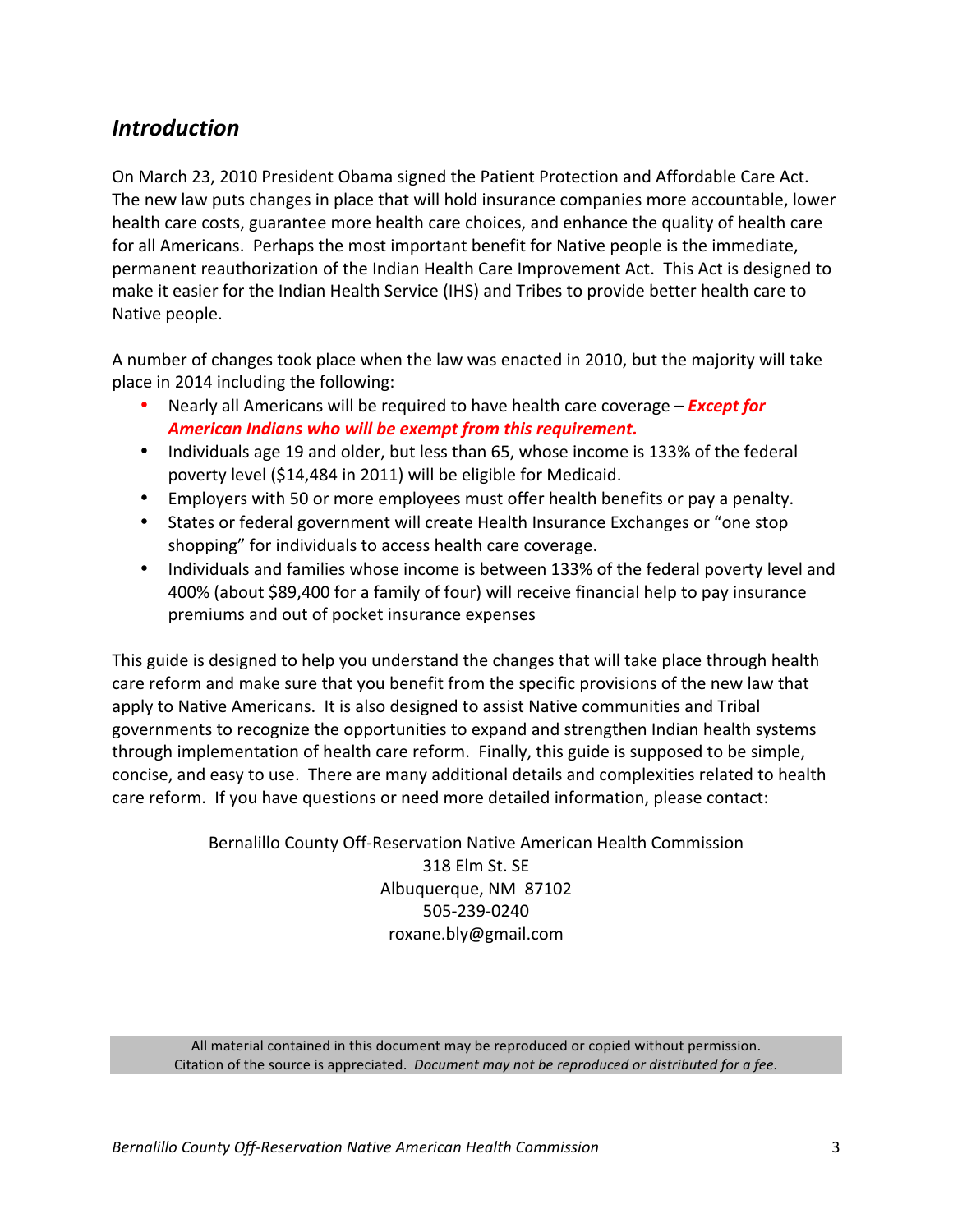## *Introduction*

On March 23, 2010 President Obama signed the Patient Protection and Affordable Care Act. The new law puts changes in place that will hold insurance companies more accountable, lower health care costs, guarantee more health care choices, and enhance the quality of health care for all Americans. Perhaps the most important benefit for Native people is the immediate, permanent reauthorization of the Indian Health Care Improvement Act. This Act is designed to make it easier for the Indian Health Service (IHS) and Tribes to provide better health care to Native people.

A number of changes took place when the law was enacted in 2010, but the majority will take place in 2014 including the following:

- Nearly all Americans will be required to have health care coverage – ***Except for American Indians who will be exempt from this requirement.***
- Individuals age 19 and older, but less than 65, whose income is 133% of the federal poverty level ($14,484 in 2011) will be eligible for Medicaid.
- Employers with 50 or more employees must offer health benefits or pay a penalty.
- States or federal government will create Health Insurance Exchanges or "one stop shopping" for individuals to access health care coverage.
- Individuals and families whose income is between 133% of the federal poverty level and 400% (about $89,400 for a family of four) will receive financial help to pay insurance premiums and out of pocket insurance expenses

This guide is designed to help you understand the changes that will take place through health care reform and make sure that you benefit from the specific provisions of the new law that apply to Native Americans. It is also designed to assist Native communities and Tribal governments to recognize the opportunities to expand and strengthen Indian health systems through implementation of health care reform. Finally, this guide is supposed to be simple, concise, and easy to use. There are many additional details and complexities related to health care reform. If you have questions or need more detailed information, please contact:

Bernalillo County Off-Reservation Native American Health Commission
318 Elm St. SE
Albuquerque, NM 87102
505-239-0240
roxane.bly@gmail.com

All material contained in this document may be reproduced or copied without permission. Citation of the source is appreciated. *Document may not be reproduced or distributed for a fee.*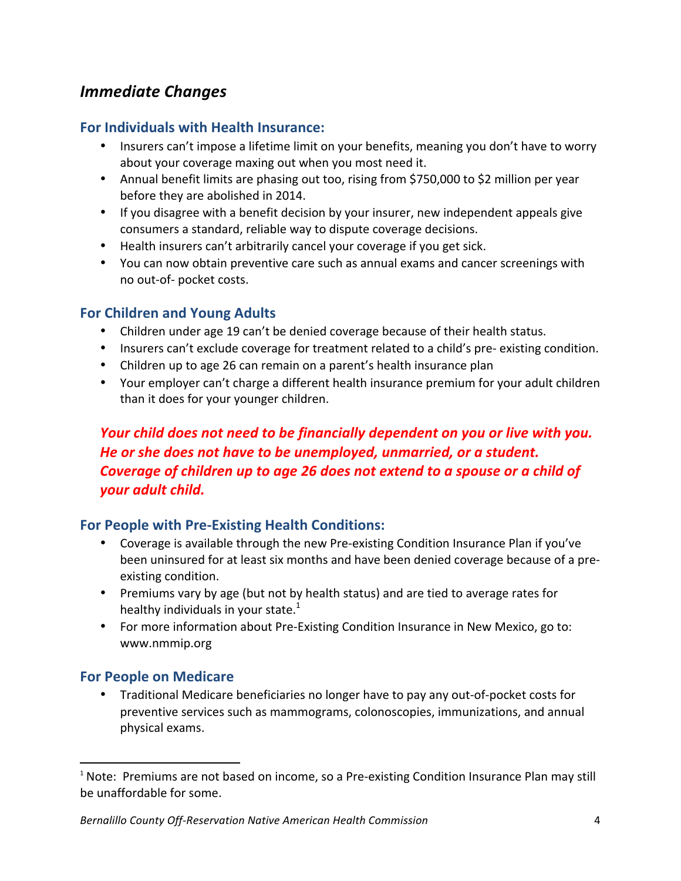## *Immediate Changes*

### For Individuals with Health Insurance:

- Insurers can't impose a lifetime limit on your benefits, meaning you don't have to worry about your coverage maxing out when you most need it.
- Annual benefit limits are phasing out too, rising from $750,000 to $2 million per year before they are abolished in 2014.
- If you disagree with a benefit decision by your insurer, new independent appeals give consumers a standard, reliable way to dispute coverage decisions.
- Health insurers can't arbitrarily cancel your coverage if you get sick.
- You can now obtain preventive care such as annual exams and cancer screenings with no out-of- pocket costs.

### For Children and Young Adults

- Children under age 19 can't be denied coverage because of their health status.
- Insurers can't exclude coverage for treatment related to a child's pre- existing condition.
- Children up to age 26 can remain on a parent's health insurance plan
- Your employer can't charge a different health insurance premium for your adult children than it does for your younger children.

***Your child does not need to be financially dependent on you or live with you. He or she does not have to be unemployed, unmarried, or a student. Coverage of children up to age 26 does not extend to a spouse or a child of your adult child.***

### For People with Pre-Existing Health Conditions:

- Coverage is available through the new Pre-existing Condition Insurance Plan if you've been uninsured for at least six months and have been denied coverage because of a pre-existing condition.
- Premiums vary by age (but not by health status) and are tied to average rates for healthy individuals in your state.[1]
- For more information about Pre-Existing Condition Insurance in New Mexico, go to: www.nmmip.org

### For People on Medicare

- Traditional Medicare beneficiaries no longer have to pay any out-of-pocket costs for preventive services such as mammograms, colonoscopies, immunizations, and annual physical exams.

---

[1] Note: Premiums are not based on income, so a Pre-existing Condition Insurance Plan may still be unaffordable for some.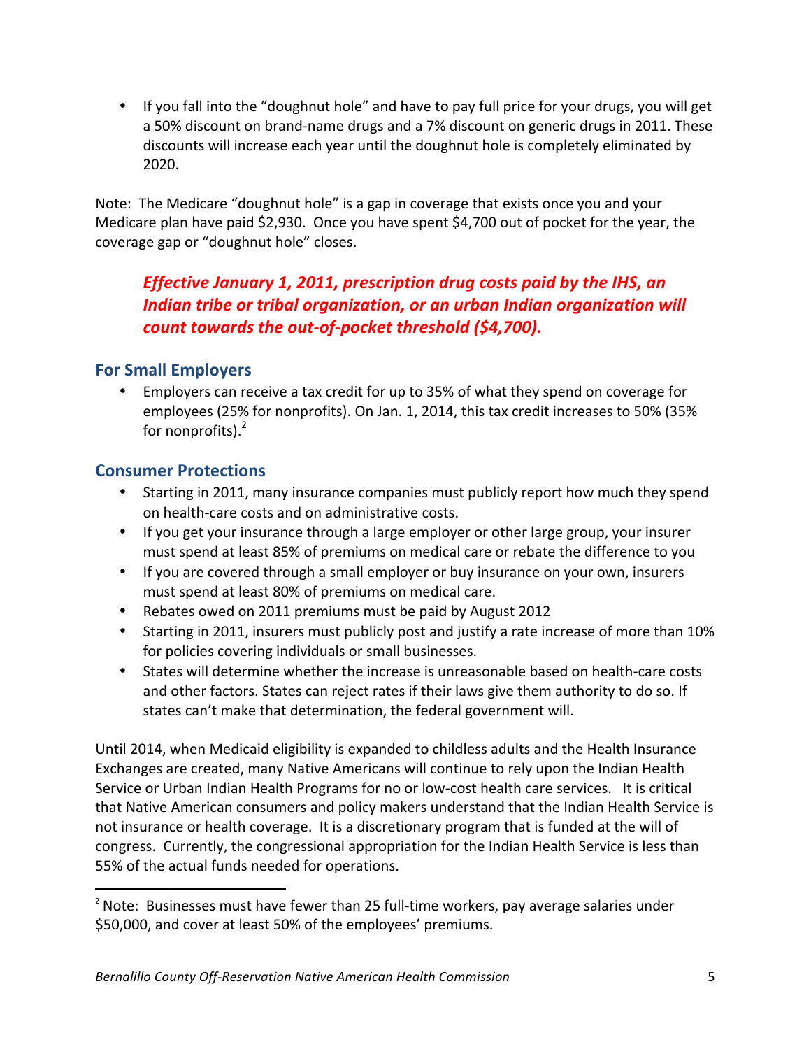- If you fall into the "doughnut hole" and have to pay full price for your drugs, you will get a 50% discount on brand-name drugs and a 7% discount on generic drugs in 2011. These discounts will increase each year until the doughnut hole is completely eliminated by 2020.

Note: The Medicare "doughnut hole" is a gap in coverage that exists once you and your Medicare plan have paid $2,930. Once you have spent $4,700 out of pocket for the year, the coverage gap or "doughnut hole" closes.

***Effective January 1, 2011, prescription drug costs paid by the IHS, an Indian tribe or tribal organization, or an urban Indian organization will count towards the out-of-pocket threshold ($4,700).***

## For Small Employers

- Employers can receive a tax credit for up to 35% of what they spend on coverage for employees (25% for nonprofits). On Jan. 1, 2014, this tax credit increases to 50% (35% for nonprofits).[2]

## Consumer Protections

- Starting in 2011, many insurance companies must publicly report how much they spend on health-care costs and on administrative costs.
- If you get your insurance through a large employer or other large group, your insurer must spend at least 85% of premiums on medical care or rebate the difference to you
- If you are covered through a small employer or buy insurance on your own, insurers must spend at least 80% of premiums on medical care.
- Rebates owed on 2011 premiums must be paid by August 2012
- Starting in 2011, insurers must publicly post and justify a rate increase of more than 10% for policies covering individuals or small businesses.
- States will determine whether the increase is unreasonable based on health-care costs and other factors. States can reject rates if their laws give them authority to do so. If states can't make that determination, the federal government will.

Until 2014, when Medicaid eligibility is expanded to childless adults and the Health Insurance Exchanges are created, many Native Americans will continue to rely upon the Indian Health Service or Urban Indian Health Programs for no or low-cost health care services. It is critical that Native American consumers and policy makers understand that the Indian Health Service is not insurance or health coverage. It is a discretionary program that is funded at the will of congress. Currently, the congressional appropriation for the Indian Health Service is less than 55% of the actual funds needed for operations.

[2] Note: Businesses must have fewer than 25 full-time workers, pay average salaries under $50,000, and cover at least 50% of the employees' premiums.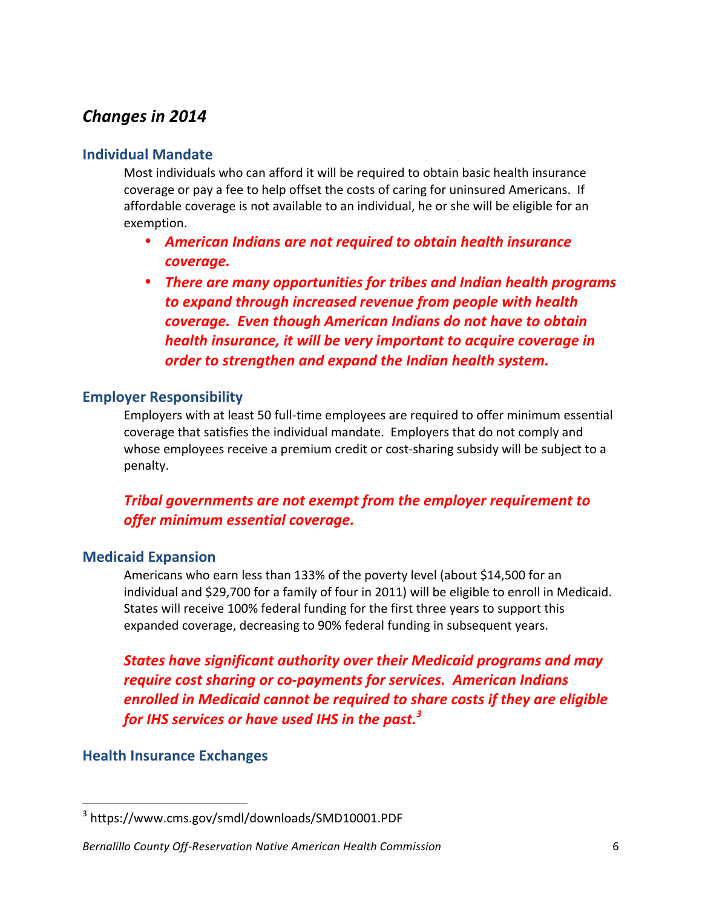## *Changes in 2014*

### Individual Mandate

Most individuals who can afford it will be required to obtain basic health insurance coverage or pay a fee to help offset the costs of caring for uninsured Americans. If affordable coverage is not available to an individual, he or she will be eligible for an exemption.

- ***American Indians are not required to obtain health insurance coverage.***
- ***There are many opportunities for tribes and Indian health programs to expand through increased revenue from people with health coverage. Even though American Indians do not have to obtain health insurance, it will be very important to acquire coverage in order to strengthen and expand the Indian health system.***

### Employer Responsibility

Employers with at least 50 full-time employees are required to offer minimum essential coverage that satisfies the individual mandate. Employers that do not comply and whose employees receive a premium credit or cost-sharing subsidy will be subject to a penalty.

***Tribal governments are not exempt from the employer requirement to offer minimum essential coverage.***

### Medicaid Expansion

Americans who earn less than 133% of the poverty level (about $14,500 for an individual and $29,700 for a family of four in 2011) will be eligible to enroll in Medicaid. States will receive 100% federal funding for the first three years to support this expanded coverage, decreasing to 90% federal funding in subsequent years.

***States have significant authority over their Medicaid programs and may require cost sharing or co-payments for services. American Indians enrolled in Medicaid cannot be required to share costs if they are eligible for IHS services or have used IHS in the past.***[3]

### Health Insurance Exchanges

[3] https://www.cms.gov/smdl/downloads/SMD10001.PDF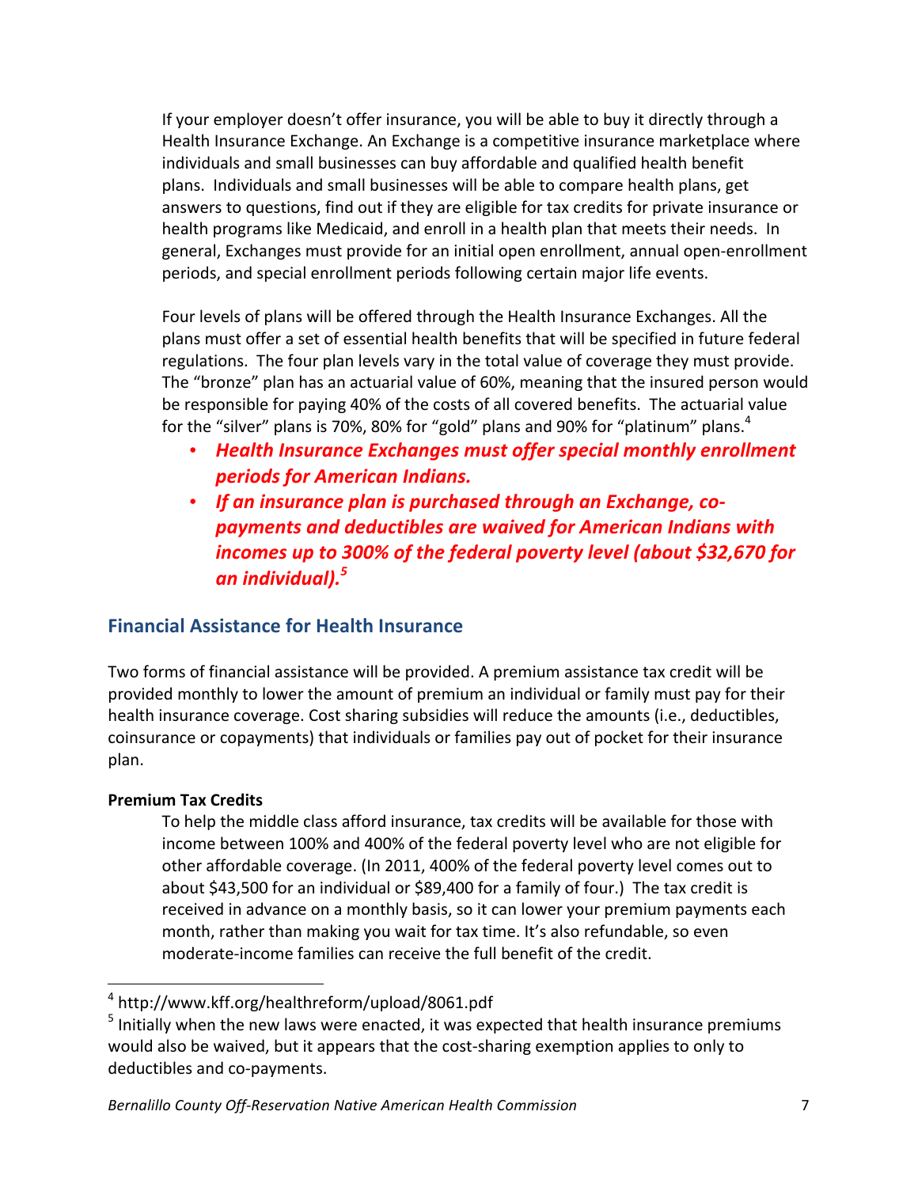If your employer doesn't offer insurance, you will be able to buy it directly through a Health Insurance Exchange. An Exchange is a competitive insurance marketplace where individuals and small businesses can buy affordable and qualified health benefit plans. Individuals and small businesses will be able to compare health plans, get answers to questions, find out if they are eligible for tax credits for private insurance or health programs like Medicaid, and enroll in a health plan that meets their needs. In general, Exchanges must provide for an initial open enrollment, annual open-enrollment periods, and special enrollment periods following certain major life events.

Four levels of plans will be offered through the Health Insurance Exchanges. All the plans must offer a set of essential health benefits that will be specified in future federal regulations. The four plan levels vary in the total value of coverage they must provide. The "bronze" plan has an actuarial value of 60%, meaning that the insured person would be responsible for paying 40% of the costs of all covered benefits. The actuarial value for the "silver" plans is 70%, 80% for "gold" plans and 90% for "platinum" plans.[4]

- ***Health Insurance Exchanges must offer special monthly enrollment periods for American Indians.***
- ***If an insurance plan is purchased through an Exchange, co-payments and deductibles are waived for American Indians with incomes up to 300% of the federal poverty level (about $32,670 for an individual).[5]***

## Financial Assistance for Health Insurance

Two forms of financial assistance will be provided. A premium assistance tax credit will be provided monthly to lower the amount of premium an individual or family must pay for their health insurance coverage. Cost sharing subsidies will reduce the amounts (i.e., deductibles, coinsurance or copayments) that individuals or families pay out of pocket for their insurance plan.

**Premium Tax Credits**

To help the middle class afford insurance, tax credits will be available for those with income between 100% and 400% of the federal poverty level who are not eligible for other affordable coverage. (In 2011, 400% of the federal poverty level comes out to about $43,500 for an individual or $89,400 for a family of four.) The tax credit is received in advance on a monthly basis, so it can lower your premium payments each month, rather than making you wait for tax time. It's also refundable, so even moderate-income families can receive the full benefit of the credit.

---

[4] http://www.kff.org/healthreform/upload/8061.pdf

[5] Initially when the new laws were enacted, it was expected that health insurance premiums would also be waived, but it appears that the cost-sharing exemption applies to only to deductibles and co-payments.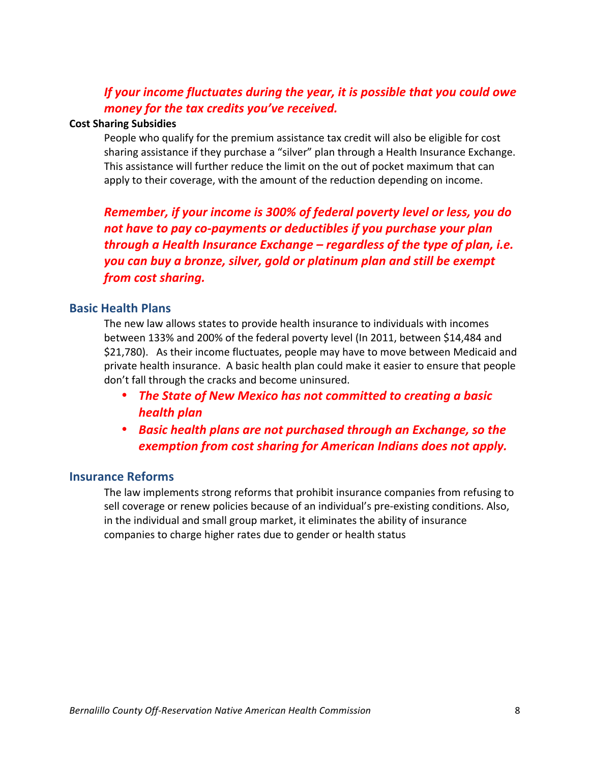***If your income fluctuates during the year, it is possible that you could owe money for the tax credits you've received.***

**Cost Sharing Subsidies**

People who qualify for the premium assistance tax credit will also be eligible for cost sharing assistance if they purchase a "silver" plan through a Health Insurance Exchange. This assistance will further reduce the limit on the out of pocket maximum that can apply to their coverage, with the amount of the reduction depending on income.

***Remember, if your income is 300% of federal poverty level or less, you do not have to pay co-payments or deductibles if you purchase your plan through a Health Insurance Exchange – regardless of the type of plan, i.e. you can buy a bronze, silver, gold or platinum plan and still be exempt from cost sharing.***

## Basic Health Plans

The new law allows states to provide health insurance to individuals with incomes between 133% and 200% of the federal poverty level (In 2011, between $14,484 and $21,780). As their income fluctuates, people may have to move between Medicaid and private health insurance. A basic health plan could make it easier to ensure that people don't fall through the cracks and become uninsured.

- ***The State of New Mexico has not committed to creating a basic health plan***
- ***Basic health plans are not purchased through an Exchange, so the exemption from cost sharing for American Indians does not apply.***

## Insurance Reforms

The law implements strong reforms that prohibit insurance companies from refusing to sell coverage or renew policies because of an individual's pre-existing conditions. Also, in the individual and small group market, it eliminates the ability of insurance companies to charge higher rates due to gender or health status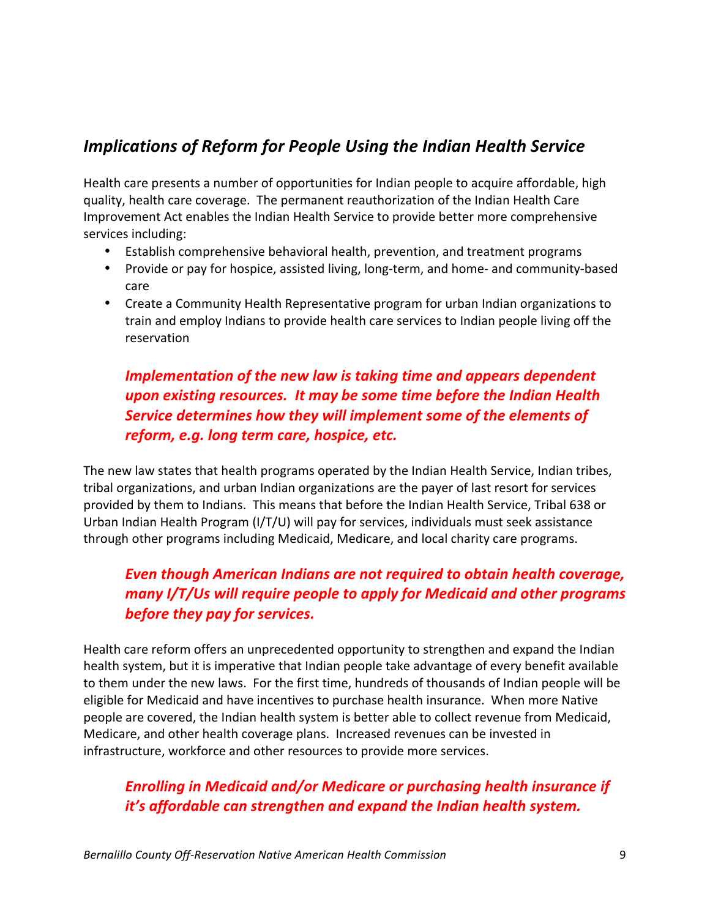## *Implications of Reform for People Using the Indian Health Service*

Health care presents a number of opportunities for Indian people to acquire affordable, high quality, health care coverage. The permanent reauthorization of the Indian Health Care Improvement Act enables the Indian Health Service to provide better more comprehensive services including:

- Establish comprehensive behavioral health, prevention, and treatment programs
- Provide or pay for hospice, assisted living, long-term, and home- and community-based care
- Create a Community Health Representative program for urban Indian organizations to train and employ Indians to provide health care services to Indian people living off the reservation

> ***Implementation of the new law is taking time and appears dependent upon existing resources. It may be some time before the Indian Health Service determines how they will implement some of the elements of reform, e.g. long term care, hospice, etc.***

The new law states that health programs operated by the Indian Health Service, Indian tribes, tribal organizations, and urban Indian organizations are the payer of last resort for services provided by them to Indians. This means that before the Indian Health Service, Tribal 638 or Urban Indian Health Program (I/T/U) will pay for services, individuals must seek assistance through other programs including Medicaid, Medicare, and local charity care programs.

> ***Even though American Indians are not required to obtain health coverage, many I/T/Us will require people to apply for Medicaid and other programs before they pay for services.***

Health care reform offers an unprecedented opportunity to strengthen and expand the Indian health system, but it is imperative that Indian people take advantage of every benefit available to them under the new laws. For the first time, hundreds of thousands of Indian people will be eligible for Medicaid and have incentives to purchase health insurance. When more Native people are covered, the Indian health system is better able to collect revenue from Medicaid, Medicare, and other health coverage plans. Increased revenues can be invested in infrastructure, workforce and other resources to provide more services.

> ***Enrolling in Medicaid and/or Medicare or purchasing health insurance if it's affordable can strengthen and expand the Indian health system.***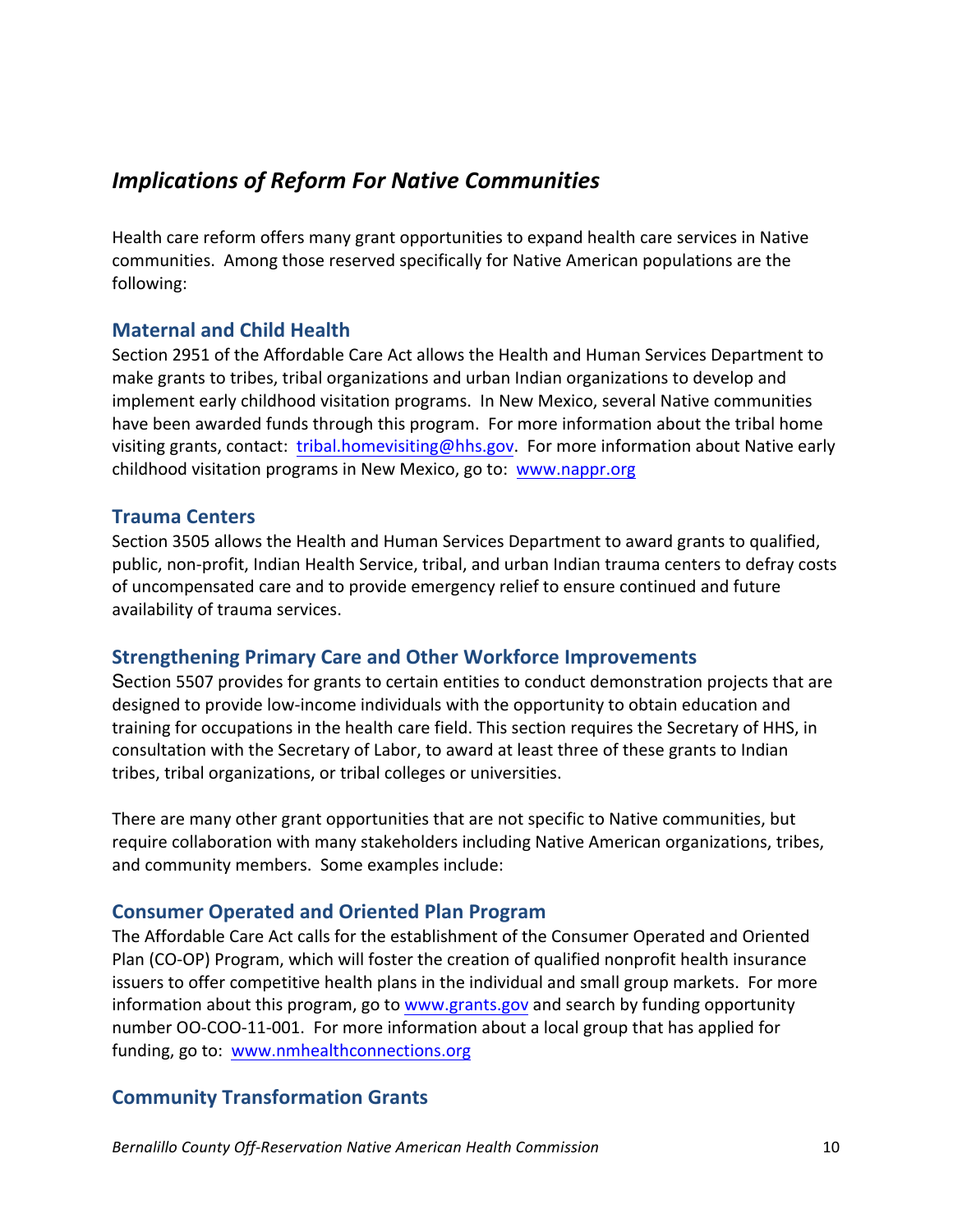## *Implications of Reform For Native Communities*

Health care reform offers many grant opportunities to expand health care services in Native communities. Among those reserved specifically for Native American populations are the following:

### Maternal and Child Health

Section 2951 of the Affordable Care Act allows the Health and Human Services Department to make grants to tribes, tribal organizations and urban Indian organizations to develop and implement early childhood visitation programs. In New Mexico, several Native communities have been awarded funds through this program. For more information about the tribal home visiting grants, contact: tribal.homevisiting@hhs.gov. For more information about Native early childhood visitation programs in New Mexico, go to: www.nappr.org

### Trauma Centers

Section 3505 allows the Health and Human Services Department to award grants to qualified, public, non-profit, Indian Health Service, tribal, and urban Indian trauma centers to defray costs of uncompensated care and to provide emergency relief to ensure continued and future availability of trauma services.

### Strengthening Primary Care and Other Workforce Improvements

Section 5507 provides for grants to certain entities to conduct demonstration projects that are designed to provide low-income individuals with the opportunity to obtain education and training for occupations in the health care field. This section requires the Secretary of HHS, in consultation with the Secretary of Labor, to award at least three of these grants to Indian tribes, tribal organizations, or tribal colleges or universities.

There are many other grant opportunities that are not specific to Native communities, but require collaboration with many stakeholders including Native American organizations, tribes, and community members. Some examples include:

### Consumer Operated and Oriented Plan Program

The Affordable Care Act calls for the establishment of the Consumer Operated and Oriented Plan (CO-OP) Program, which will foster the creation of qualified nonprofit health insurance issuers to offer competitive health plans in the individual and small group markets. For more information about this program, go to www.grants.gov and search by funding opportunity number OO-COO-11-001. For more information about a local group that has applied for funding, go to: www.nmhealthconnections.org

### Community Transformation Grants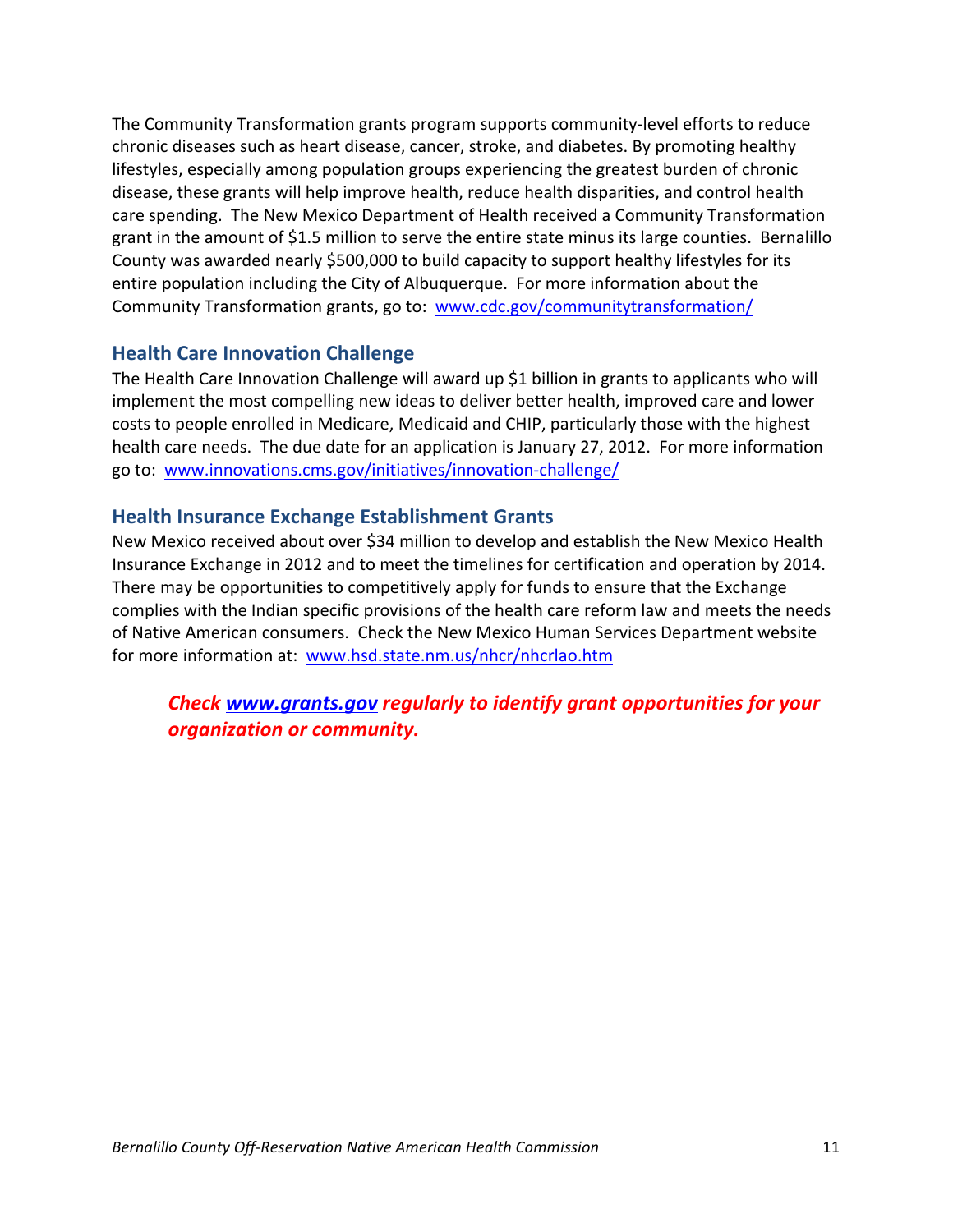The Community Transformation grants program supports community-level efforts to reduce chronic diseases such as heart disease, cancer, stroke, and diabetes. By promoting healthy lifestyles, especially among population groups experiencing the greatest burden of chronic disease, these grants will help improve health, reduce health disparities, and control health care spending. The New Mexico Department of Health received a Community Transformation grant in the amount of $1.5 million to serve the entire state minus its large counties. Bernalillo County was awarded nearly $500,000 to build capacity to support healthy lifestyles for its entire population including the City of Albuquerque. For more information about the Community Transformation grants, go to: www.cdc.gov/communitytransformation/

## Health Care Innovation Challenge

The Health Care Innovation Challenge will award up $1 billion in grants to applicants who will implement the most compelling new ideas to deliver better health, improved care and lower costs to people enrolled in Medicare, Medicaid and CHIP, particularly those with the highest health care needs. The due date for an application is January 27, 2012. For more information go to: www.innovations.cms.gov/initiatives/innovation-challenge/

## Health Insurance Exchange Establishment Grants

New Mexico received about over $34 million to develop and establish the New Mexico Health Insurance Exchange in 2012 and to meet the timelines for certification and operation by 2014. There may be opportunities to competitively apply for funds to ensure that the Exchange complies with the Indian specific provisions of the health care reform law and meets the needs of Native American consumers. Check the New Mexico Human Services Department website for more information at: www.hsd.state.nm.us/nhcr/nhcrlao.htm

***Check www.grants.gov regularly to identify grant opportunities for your organization or community.***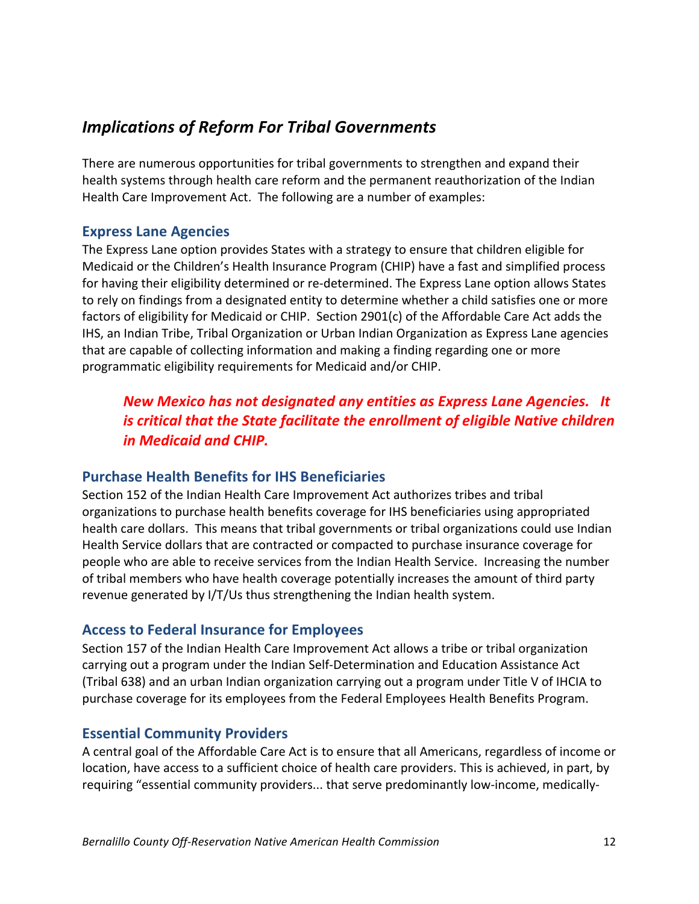## *Implications of Reform For Tribal Governments*

There are numerous opportunities for tribal governments to strengthen and expand their health systems through health care reform and the permanent reauthorization of the Indian Health Care Improvement Act. The following are a number of examples:

### Express Lane Agencies

The Express Lane option provides States with a strategy to ensure that children eligible for Medicaid or the Children's Health Insurance Program (CHIP) have a fast and simplified process for having their eligibility determined or re-determined. The Express Lane option allows States to rely on findings from a designated entity to determine whether a child satisfies one or more factors of eligibility for Medicaid or CHIP. Section 2901(c) of the Affordable Care Act adds the IHS, an Indian Tribe, Tribal Organization or Urban Indian Organization as Express Lane agencies that are capable of collecting information and making a finding regarding one or more programmatic eligibility requirements for Medicaid and/or CHIP.

> ***New Mexico has not designated any entities as Express Lane Agencies. It is critical that the State facilitate the enrollment of eligible Native children in Medicaid and CHIP.***

### Purchase Health Benefits for IHS Beneficiaries

Section 152 of the Indian Health Care Improvement Act authorizes tribes and tribal organizations to purchase health benefits coverage for IHS beneficiaries using appropriated health care dollars. This means that tribal governments or tribal organizations could use Indian Health Service dollars that are contracted or compacted to purchase insurance coverage for people who are able to receive services from the Indian Health Service. Increasing the number of tribal members who have health coverage potentially increases the amount of third party revenue generated by I/T/Us thus strengthening the Indian health system.

### Access to Federal Insurance for Employees

Section 157 of the Indian Health Care Improvement Act allows a tribe or tribal organization carrying out a program under the Indian Self-Determination and Education Assistance Act (Tribal 638) and an urban Indian organization carrying out a program under Title V of IHCIA to purchase coverage for its employees from the Federal Employees Health Benefits Program.

### Essential Community Providers

A central goal of the Affordable Care Act is to ensure that all Americans, regardless of income or location, have access to a sufficient choice of health care providers. This is achieved, in part, by requiring "essential community providers... that serve predominantly low-income, medically-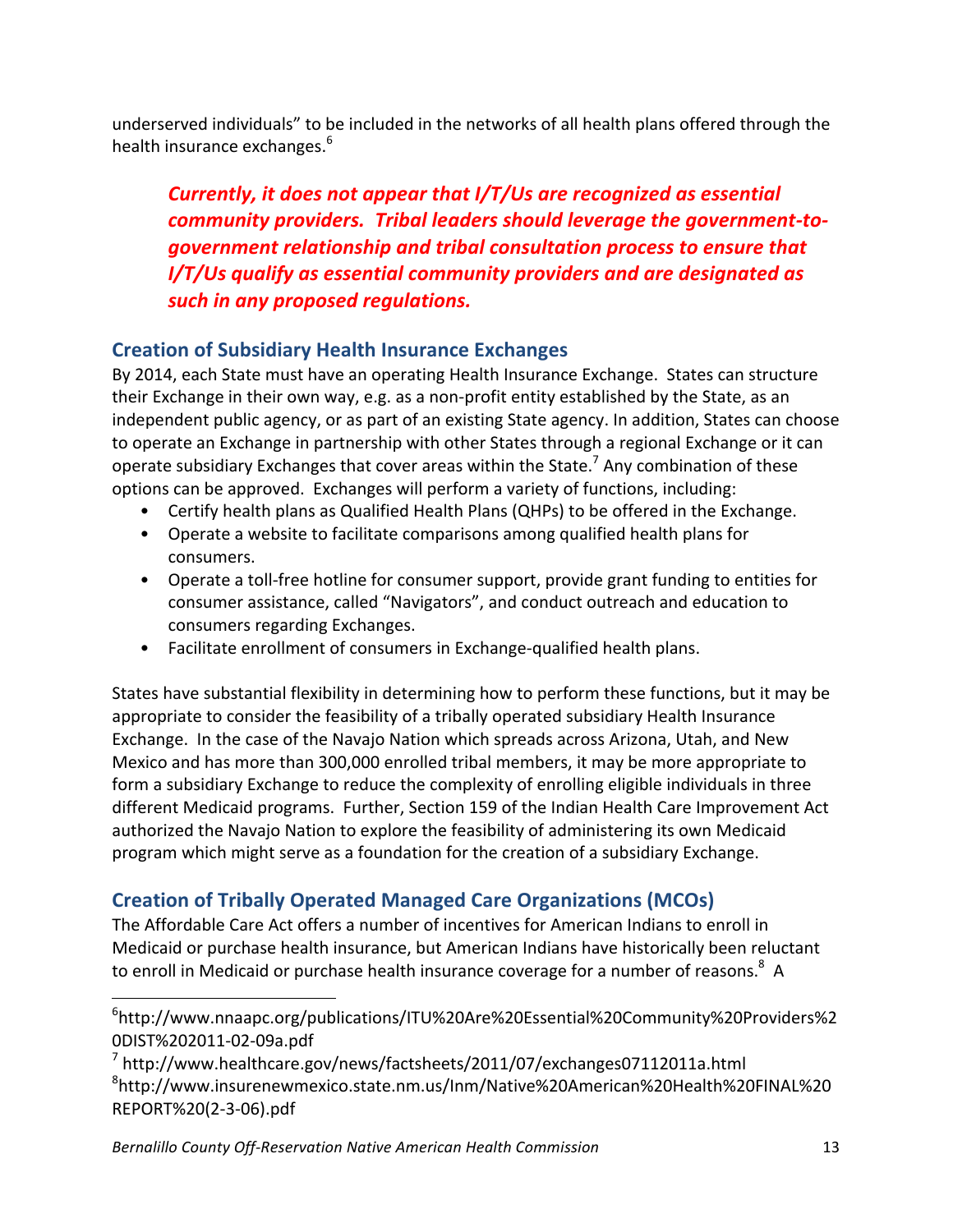underserved individuals" to be included in the networks of all health plans offered through the health insurance exchanges.[6]

> ***Currently, it does not appear that I/T/Us are recognized as essential community providers. Tribal leaders should leverage the government-to-government relationship and tribal consultation process to ensure that I/T/Us qualify as essential community providers and are designated as such in any proposed regulations.***

## Creation of Subsidiary Health Insurance Exchanges

By 2014, each State must have an operating Health Insurance Exchange. States can structure their Exchange in their own way, e.g. as a non-profit entity established by the State, as an independent public agency, or as part of an existing State agency. In addition, States can choose to operate an Exchange in partnership with other States through a regional Exchange or it can operate subsidiary Exchanges that cover areas within the State.[7] Any combination of these options can be approved. Exchanges will perform a variety of functions, including:

- Certify health plans as Qualified Health Plans (QHPs) to be offered in the Exchange.
- Operate a website to facilitate comparisons among qualified health plans for consumers.
- Operate a toll-free hotline for consumer support, provide grant funding to entities for consumer assistance, called "Navigators", and conduct outreach and education to consumers regarding Exchanges.
- Facilitate enrollment of consumers in Exchange-qualified health plans.

States have substantial flexibility in determining how to perform these functions, but it may be appropriate to consider the feasibility of a tribally operated subsidiary Health Insurance Exchange. In the case of the Navajo Nation which spreads across Arizona, Utah, and New Mexico and has more than 300,000 enrolled tribal members, it may be more appropriate to form a subsidiary Exchange to reduce the complexity of enrolling eligible individuals in three different Medicaid programs. Further, Section 159 of the Indian Health Care Improvement Act authorized the Navajo Nation to explore the feasibility of administering its own Medicaid program which might serve as a foundation for the creation of a subsidiary Exchange.

## Creation of Tribally Operated Managed Care Organizations (MCOs)

The Affordable Care Act offers a number of incentives for American Indians to enroll in Medicaid or purchase health insurance, but American Indians have historically been reluctant to enroll in Medicaid or purchase health insurance coverage for a number of reasons.[8] A

---

[6] http://www.nnaapc.org/publications/ITU%20Are%20Essential%20Community%20Providers%20DIST%202011-02-09a.pdf

[7] http://www.healthcare.gov/news/factsheets/2011/07/exchanges07112011a.html

[8] http://www.insurenewmexico.state.nm.us/Inm/Native%20American%20Health%20FINAL%20REPORT%20(2-3-06).pdf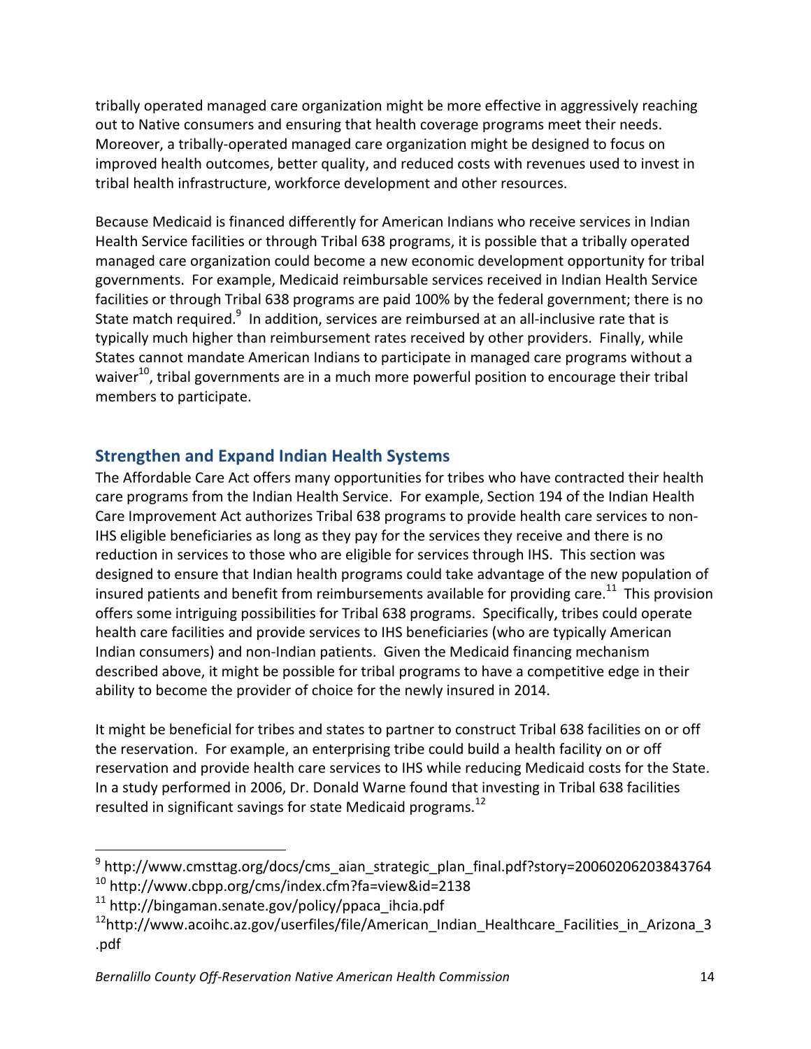tribally operated managed care organization might be more effective in aggressively reaching out to Native consumers and ensuring that health coverage programs meet their needs. Moreover, a tribally-operated managed care organization might be designed to focus on improved health outcomes, better quality, and reduced costs with revenues used to invest in tribal health infrastructure, workforce development and other resources.

Because Medicaid is financed differently for American Indians who receive services in Indian Health Service facilities or through Tribal 638 programs, it is possible that a tribally operated managed care organization could become a new economic development opportunity for tribal governments. For example, Medicaid reimbursable services received in Indian Health Service facilities or through Tribal 638 programs are paid 100% by the federal government; there is no State match required.[9] In addition, services are reimbursed at an all-inclusive rate that is typically much higher than reimbursement rates received by other providers. Finally, while States cannot mandate American Indians to participate in managed care programs without a waiver[10], tribal governments are in a much more powerful position to encourage their tribal members to participate.

## Strengthen and Expand Indian Health Systems

The Affordable Care Act offers many opportunities for tribes who have contracted their health care programs from the Indian Health Service. For example, Section 194 of the Indian Health Care Improvement Act authorizes Tribal 638 programs to provide health care services to non-IHS eligible beneficiaries as long as they pay for the services they receive and there is no reduction in services to those who are eligible for services through IHS. This section was designed to ensure that Indian health programs could take advantage of the new population of insured patients and benefit from reimbursements available for providing care.[11] This provision offers some intriguing possibilities for Tribal 638 programs. Specifically, tribes could operate health care facilities and provide services to IHS beneficiaries (who are typically American Indian consumers) and non-Indian patients. Given the Medicaid financing mechanism described above, it might be possible for tribal programs to have a competitive edge in their ability to become the provider of choice for the newly insured in 2014.

It might be beneficial for tribes and states to partner to construct Tribal 638 facilities on or off the reservation. For example, an enterprising tribe could build a health facility on or off reservation and provide health care services to IHS while reducing Medicaid costs for the State. In a study performed in 2006, Dr. Donald Warne found that investing in Tribal 638 facilities resulted in significant savings for state Medicaid programs.[12]

---

[9] http://www.cmsttag.org/docs/cms_aian_strategic_plan_final.pdf?story=20060206203843764

[10] http://www.cbpp.org/cms/index.cfm?fa=view&id=2138

[11] http://bingaman.senate.gov/policy/ppaca_ihcia.pdf

[12] http://www.acoihc.az.gov/userfiles/file/American_Indian_Healthcare_Facilities_in_Arizona_3.pdf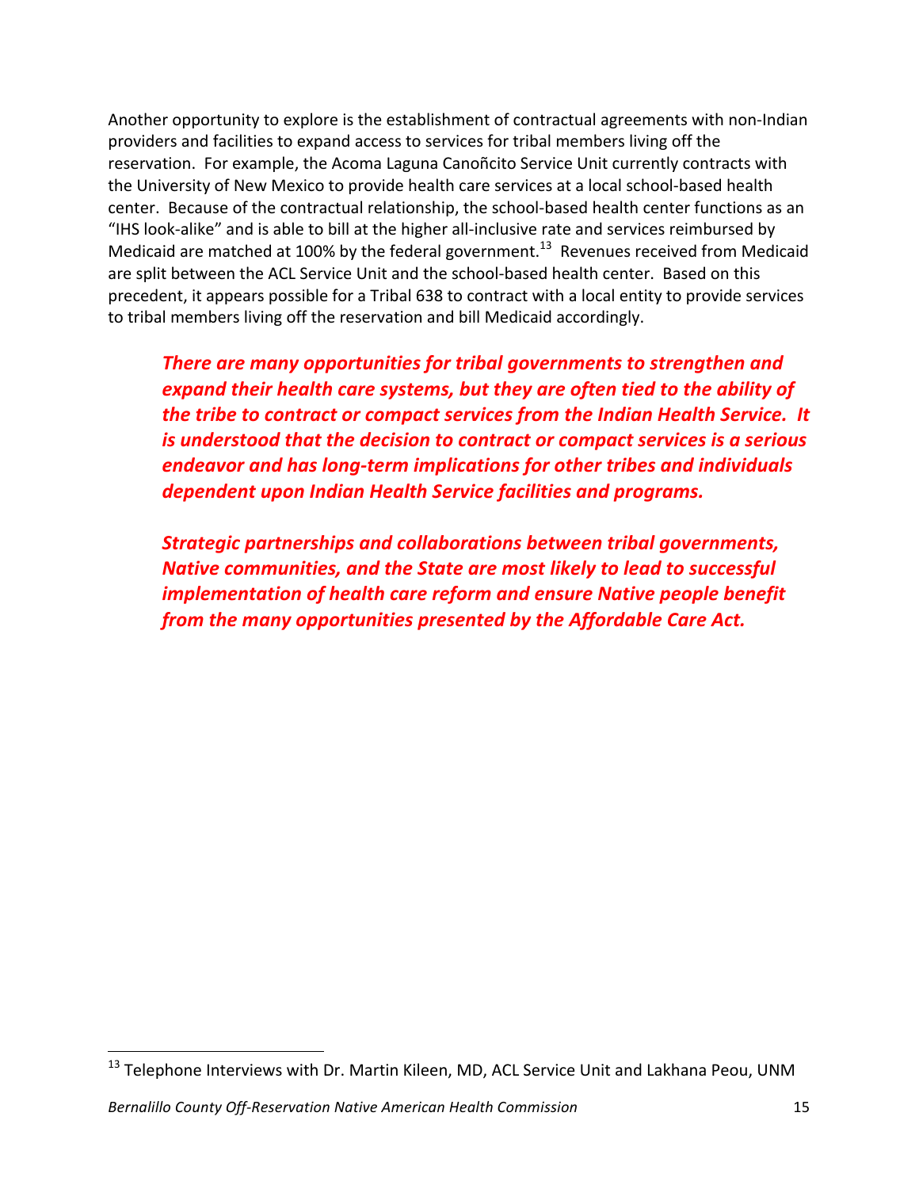Another opportunity to explore is the establishment of contractual agreements with non-Indian providers and facilities to expand access to services for tribal members living off the reservation. For example, the Acoma Laguna Canoñcito Service Unit currently contracts with the University of New Mexico to provide health care services at a local school-based health center. Because of the contractual relationship, the school-based health center functions as an "IHS look-alike" and is able to bill at the higher all-inclusive rate and services reimbursed by Medicaid are matched at 100% by the federal government.[13] Revenues received from Medicaid are split between the ACL Service Unit and the school-based health center. Based on this precedent, it appears possible for a Tribal 638 to contract with a local entity to provide services to tribal members living off the reservation and bill Medicaid accordingly.

***There are many opportunities for tribal governments to strengthen and expand their health care systems, but they are often tied to the ability of the tribe to contract or compact services from the Indian Health Service. It is understood that the decision to contract or compact services is a serious endeavor and has long-term implications for other tribes and individuals dependent upon Indian Health Service facilities and programs.***

***Strategic partnerships and collaborations between tribal governments, Native communities, and the State are most likely to lead to successful implementation of health care reform and ensure Native people benefit from the many opportunities presented by the Affordable Care Act.***

[13] Telephone Interviews with Dr. Martin Kileen, MD, ACL Service Unit and Lakhana Peou, UNM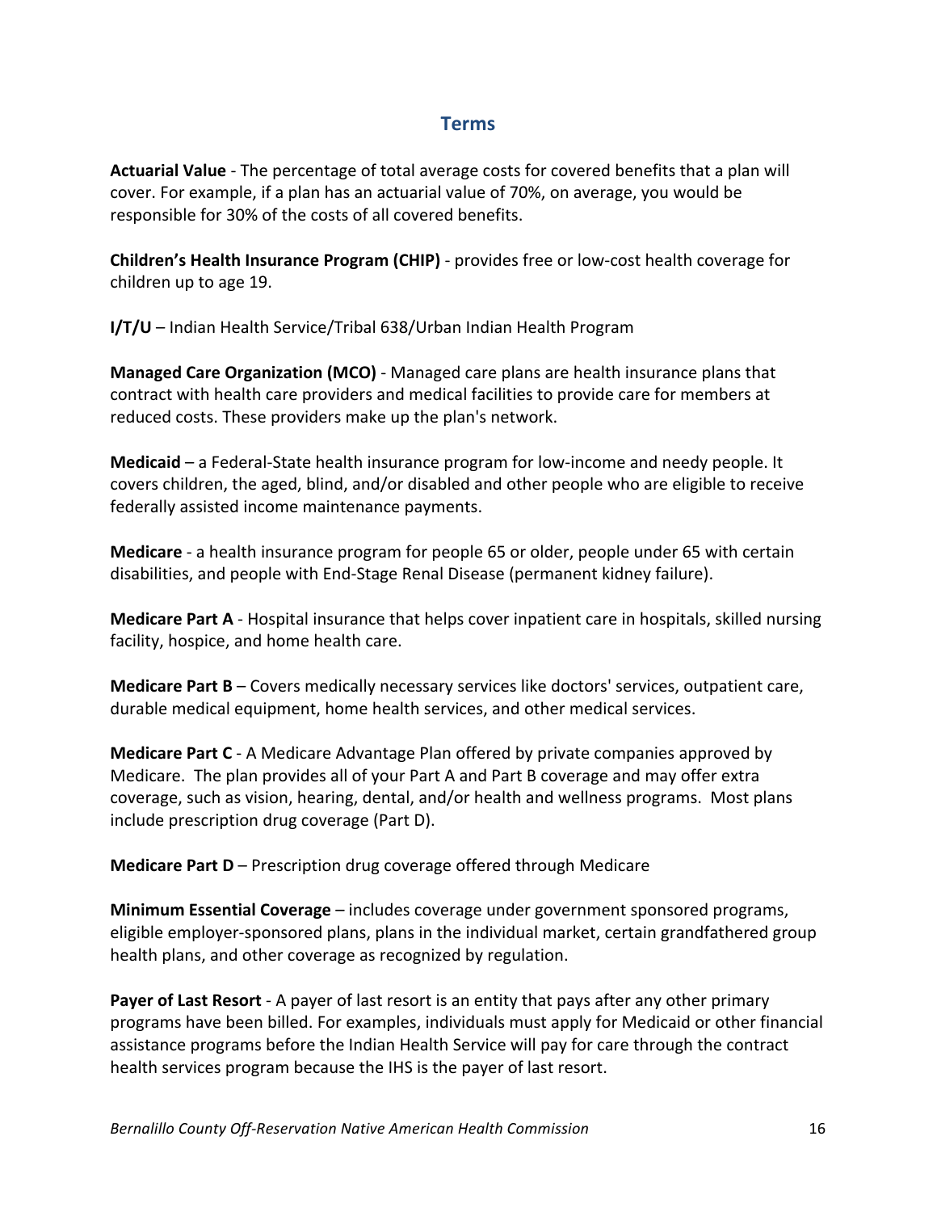## Terms

**Actuarial Value** - The percentage of total average costs for covered benefits that a plan will cover. For example, if a plan has an actuarial value of 70%, on average, you would be responsible for 30% of the costs of all covered benefits.

**Children's Health Insurance Program (CHIP)** - provides free or low-cost health coverage for children up to age 19.

**I/T/U** – Indian Health Service/Tribal 638/Urban Indian Health Program

**Managed Care Organization (MCO)** - Managed care plans are health insurance plans that contract with health care providers and medical facilities to provide care for members at reduced costs. These providers make up the plan's network.

**Medicaid** – a Federal-State health insurance program for low-income and needy people. It covers children, the aged, blind, and/or disabled and other people who are eligible to receive federally assisted income maintenance payments.

**Medicare** - a health insurance program for people 65 or older, people under 65 with certain disabilities, and people with End-Stage Renal Disease (permanent kidney failure).

**Medicare Part A** - Hospital insurance that helps cover inpatient care in hospitals, skilled nursing facility, hospice, and home health care.

**Medicare Part B** – Covers medically necessary services like doctors' services, outpatient care, durable medical equipment, home health services, and other medical services.

**Medicare Part C** - A Medicare Advantage Plan offered by private companies approved by Medicare. The plan provides all of your Part A and Part B coverage and may offer extra coverage, such as vision, hearing, dental, and/or health and wellness programs. Most plans include prescription drug coverage (Part D).

**Medicare Part D** – Prescription drug coverage offered through Medicare

**Minimum Essential Coverage** – includes coverage under government sponsored programs, eligible employer-sponsored plans, plans in the individual market, certain grandfathered group health plans, and other coverage as recognized by regulation.

**Payer of Last Resort** - A payer of last resort is an entity that pays after any other primary programs have been billed. For examples, individuals must apply for Medicaid or other financial assistance programs before the Indian Health Service will pay for care through the contract health services program because the IHS is the payer of last resort.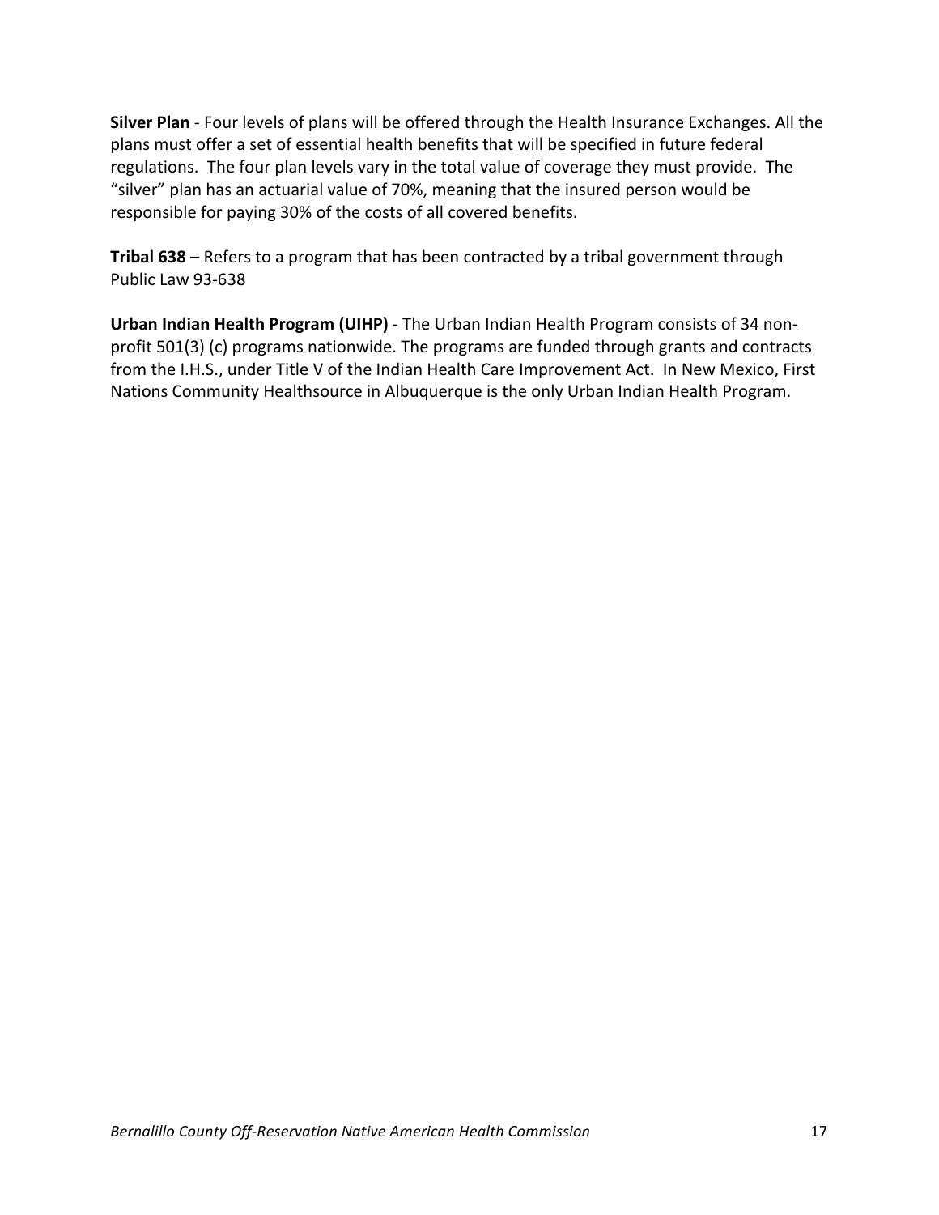**Silver Plan** - Four levels of plans will be offered through the Health Insurance Exchanges. All the plans must offer a set of essential health benefits that will be specified in future federal regulations. The four plan levels vary in the total value of coverage they must provide. The "silver" plan has an actuarial value of 70%, meaning that the insured person would be responsible for paying 30% of the costs of all covered benefits.

**Tribal 638** – Refers to a program that has been contracted by a tribal government through Public Law 93-638

**Urban Indian Health Program (UIHP)** - The Urban Indian Health Program consists of 34 non-profit 501(3) (c) programs nationwide. The programs are funded through grants and contracts from the I.H.S., under Title V of the Indian Health Care Improvement Act. In New Mexico, First Nations Community Healthsource in Albuquerque is the only Urban Indian Health Program.